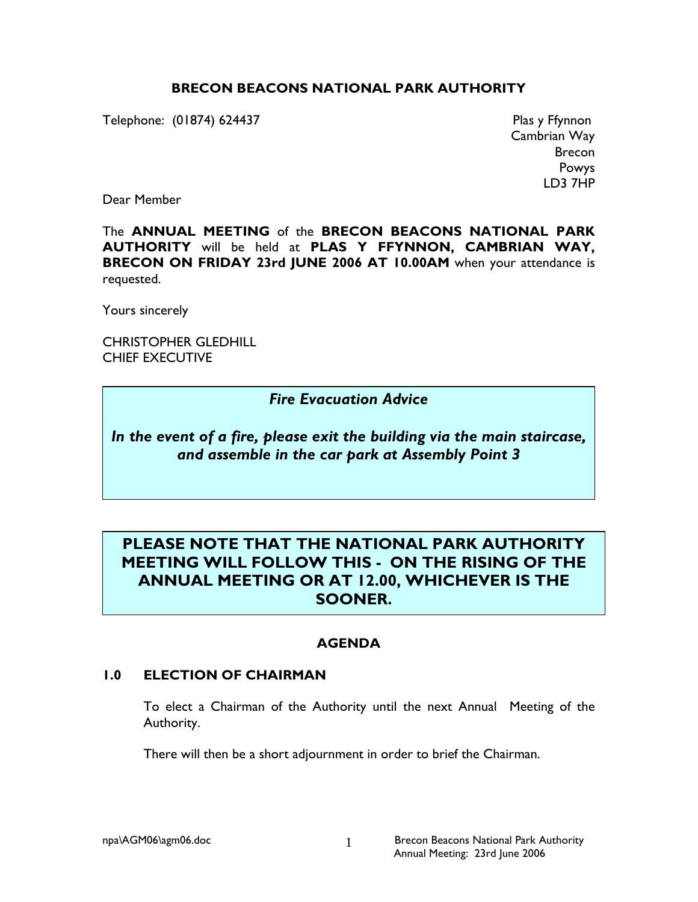## BRECON BEACONS NATIONAL PARK AUTHORITY

Telephone: (01874) 624437

Plas y Ffynnon
Cambrian Way
Brecon
Powys
LD3 7HP

Dear Member

The **ANNUAL MEETING** of the **BRECON BEACONS NATIONAL PARK AUTHORITY** will be held at **PLAS Y FFYNNON, CAMBRIAN WAY, BRECON ON FRIDAY 23rd JUNE 2006 AT 10.00AM** when your attendance is requested.

Yours sincerely

CHRISTOPHER GLEDHILL
CHIEF EXECUTIVE

***Fire Evacuation Advice***

***In the event of a fire, please exit the building via the main staircase, and assemble in the car park at Assembly Point 3***

**PLEASE NOTE THAT THE NATIONAL PARK AUTHORITY MEETING WILL FOLLOW THIS - ON THE RISING OF THE ANNUAL MEETING OR AT 12.00, WHICHEVER IS THE SOONER.**

## AGENDA

### 1.0 ELECTION OF CHAIRMAN

To elect a Chairman of the Authority until the next Annual Meeting of the Authority.

There will then be a short adjournment in order to brief the Chairman.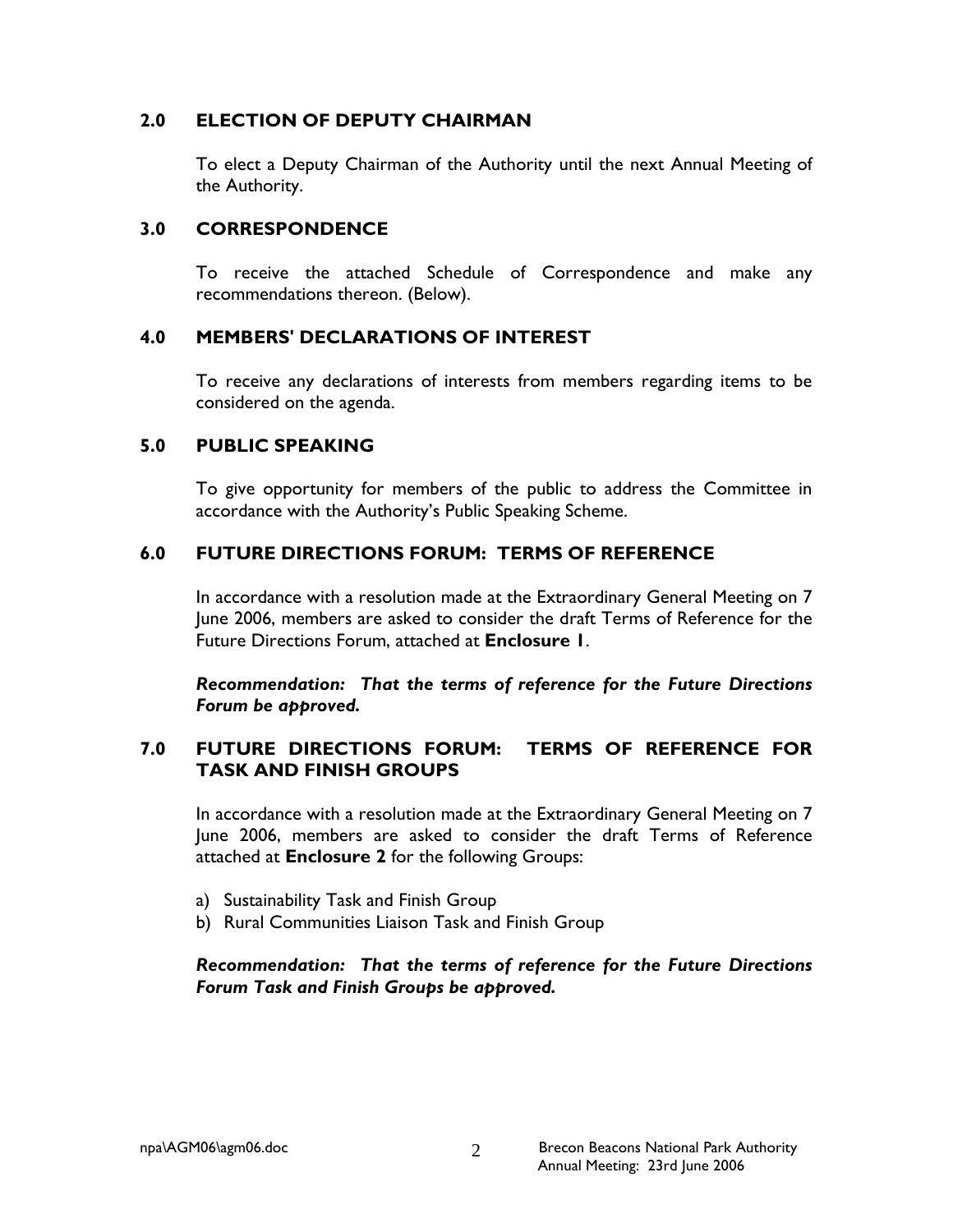## 2.0 ELECTION OF DEPUTY CHAIRMAN

To elect a Deputy Chairman of the Authority until the next Annual Meeting of the Authority.

## 3.0 CORRESPONDENCE

To receive the attached Schedule of Correspondence and make any recommendations thereon. (Below).

## 4.0 MEMBERS' DECLARATIONS OF INTEREST

To receive any declarations of interests from members regarding items to be considered on the agenda.

## 5.0 PUBLIC SPEAKING

To give opportunity for members of the public to address the Committee in accordance with the Authority's Public Speaking Scheme.

## 6.0 FUTURE DIRECTIONS FORUM: TERMS OF REFERENCE

In accordance with a resolution made at the Extraordinary General Meeting on 7 June 2006, members are asked to consider the draft Terms of Reference for the Future Directions Forum, attached at **Enclosure 1**.

***Recommendation: That the terms of reference for the Future Directions Forum be approved.***

## 7.0 FUTURE DIRECTIONS FORUM: TERMS OF REFERENCE FOR TASK AND FINISH GROUPS

In accordance with a resolution made at the Extraordinary General Meeting on 7 June 2006, members are asked to consider the draft Terms of Reference attached at **Enclosure 2** for the following Groups:

a) Sustainability Task and Finish Group
b) Rural Communities Liaison Task and Finish Group

***Recommendation: That the terms of reference for the Future Directions Forum Task and Finish Groups be approved.***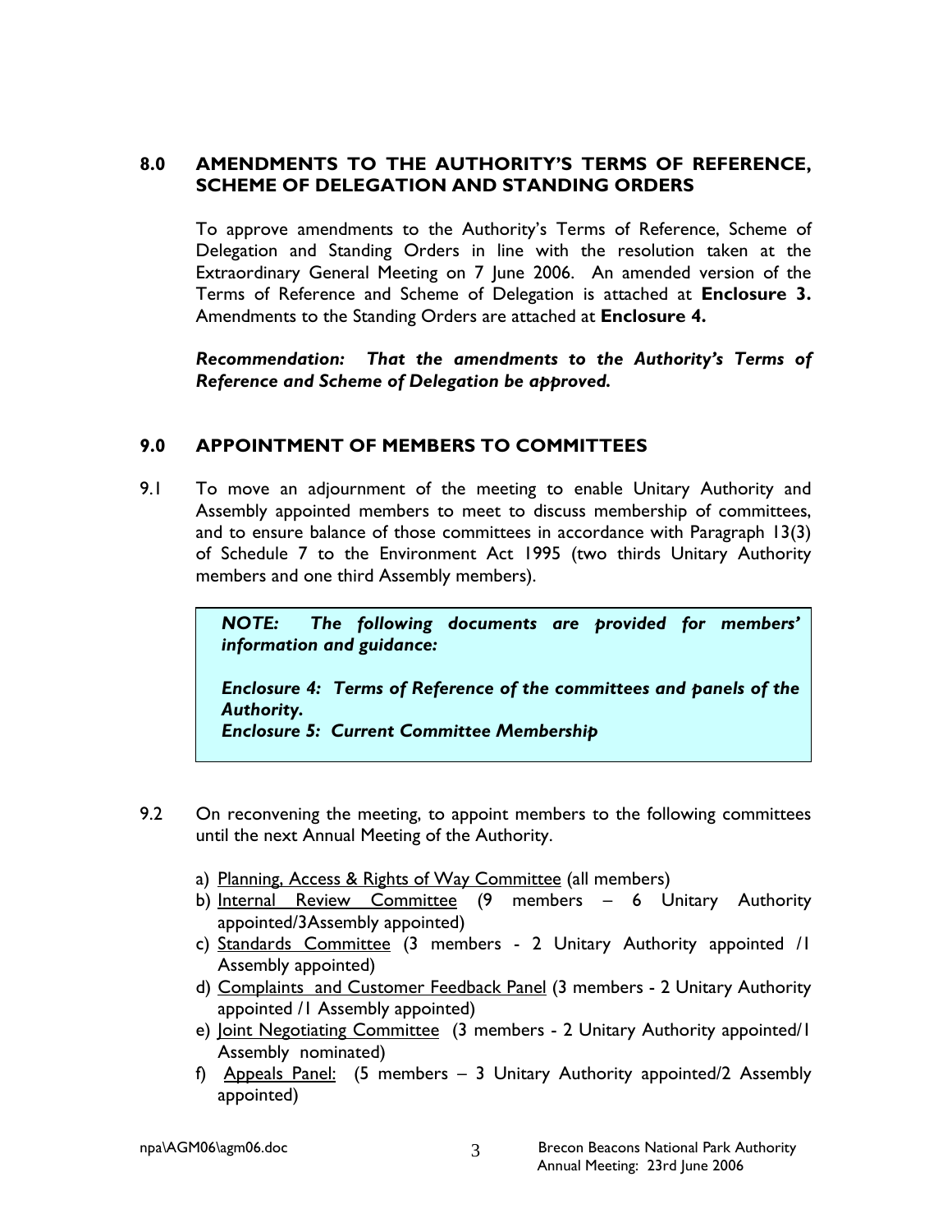## 8.0 AMENDMENTS TO THE AUTHORITY'S TERMS OF REFERENCE, SCHEME OF DELEGATION AND STANDING ORDERS

To approve amendments to the Authority's Terms of Reference, Scheme of Delegation and Standing Orders in line with the resolution taken at the Extraordinary General Meeting on 7 June 2006. An amended version of the Terms of Reference and Scheme of Delegation is attached at **Enclosure 3.** Amendments to the Standing Orders are attached at **Enclosure 4.**

***Recommendation: That the amendments to the Authority's Terms of Reference and Scheme of Delegation be approved.***

## 9.0 APPOINTMENT OF MEMBERS TO COMMITTEES

9.1 To move an adjournment of the meeting to enable Unitary Authority and Assembly appointed members to meet to discuss membership of committees, and to ensure balance of those committees in accordance with Paragraph 13(3) of Schedule 7 to the Environment Act 1995 (two thirds Unitary Authority members and one third Assembly members).

> ***NOTE: The following documents are provided for members' information and guidance:***
>
> ***Enclosure 4: Terms of Reference of the committees and panels of the Authority.***
> ***Enclosure 5: Current Committee Membership***

9.2 On reconvening the meeting, to appoint members to the following committees until the next Annual Meeting of the Authority.

a) Planning, Access & Rights of Way Committee (all members)
b) Internal Review Committee (9 members – 6 Unitary Authority appointed/3Assembly appointed)
c) Standards Committee (3 members - 2 Unitary Authority appointed /1 Assembly appointed)
d) Complaints and Customer Feedback Panel (3 members - 2 Unitary Authority appointed /1 Assembly appointed)
e) Joint Negotiating Committee (3 members - 2 Unitary Authority appointed/1 Assembly nominated)
f) Appeals Panel: (5 members – 3 Unitary Authority appointed/2 Assembly appointed)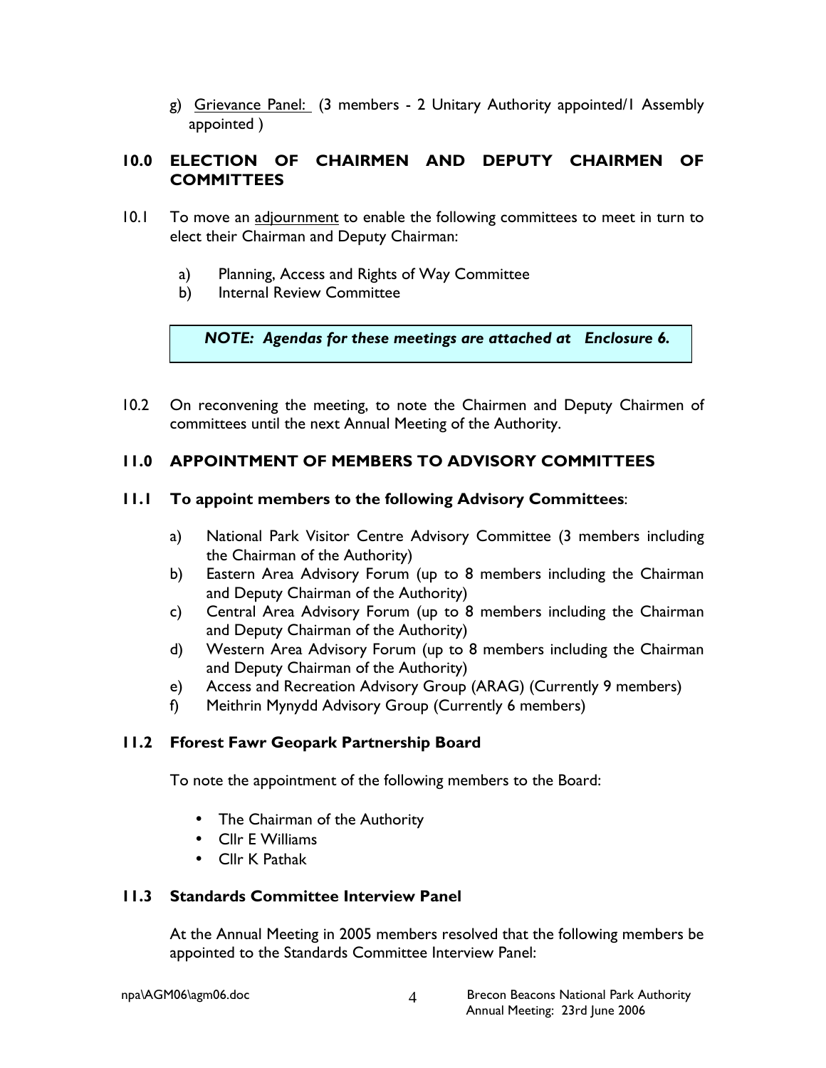g) <u>Grievance Panel:</u> (3 members - 2 Unitary Authority appointed/1 Assembly appointed )

## 10.0 ELECTION OF CHAIRMEN AND DEPUTY CHAIRMEN OF COMMITTEES

10.1 To move an <u>adjournment</u> to enable the following committees to meet in turn to elect their Chairman and Deputy Chairman:

a) Planning, Access and Rights of Way Committee
b) Internal Review Committee

> ***NOTE: Agendas for these meetings are attached at Enclosure 6.***

10.2 On reconvening the meeting, to note the Chairmen and Deputy Chairmen of committees until the next Annual Meeting of the Authority.

## 11.0 APPOINTMENT OF MEMBERS TO ADVISORY COMMITTEES

### 11.1 To appoint members to the following Advisory Committees:

a) National Park Visitor Centre Advisory Committee (3 members including the Chairman of the Authority)
b) Eastern Area Advisory Forum (up to 8 members including the Chairman and Deputy Chairman of the Authority)
c) Central Area Advisory Forum (up to 8 members including the Chairman and Deputy Chairman of the Authority)
d) Western Area Advisory Forum (up to 8 members including the Chairman and Deputy Chairman of the Authority)
e) Access and Recreation Advisory Group (ARAG) (Currently 9 members)
f) Meithrin Mynydd Advisory Group (Currently 6 members)

### 11.2 Fforest Fawr Geopark Partnership Board

To note the appointment of the following members to the Board:

- The Chairman of the Authority
- Cllr E Williams
- Cllr K Pathak

### 11.3 Standards Committee Interview Panel

At the Annual Meeting in 2005 members resolved that the following members be appointed to the Standards Committee Interview Panel: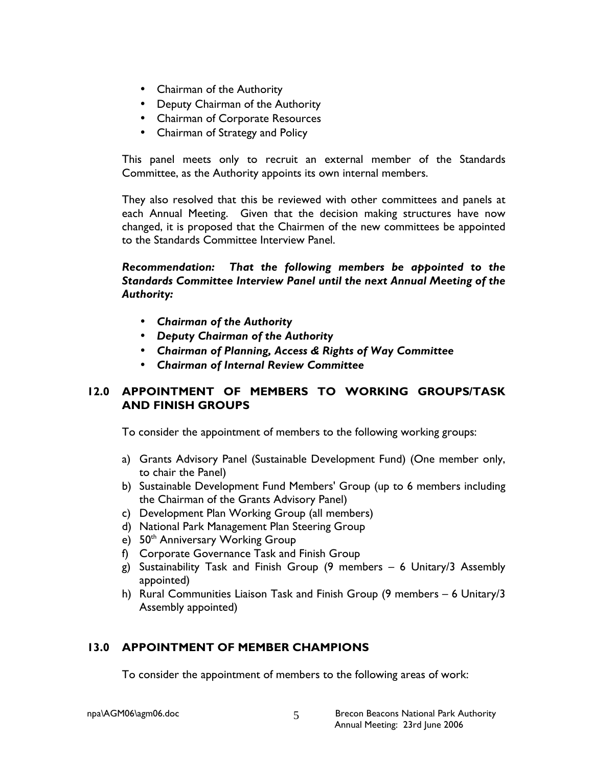- Chairman of the Authority
- Deputy Chairman of the Authority
- Chairman of Corporate Resources
- Chairman of Strategy and Policy

This panel meets only to recruit an external member of the Standards Committee, as the Authority appoints its own internal members.

They also resolved that this be reviewed with other committees and panels at each Annual Meeting. Given that the decision making structures have now changed, it is proposed that the Chairmen of the new committees be appointed to the Standards Committee Interview Panel.

***Recommendation: That the following members be appointed to the Standards Committee Interview Panel until the next Annual Meeting of the Authority:***

- ***Chairman of the Authority***
- ***Deputy Chairman of the Authority***
- ***Chairman of Planning, Access & Rights of Way Committee***
- ***Chairman of Internal Review Committee***

## 12.0 APPOINTMENT OF MEMBERS TO WORKING GROUPS/TASK AND FINISH GROUPS

To consider the appointment of members to the following working groups:

a) Grants Advisory Panel (Sustainable Development Fund) (One member only, to chair the Panel)
b) Sustainable Development Fund Members' Group (up to 6 members including the Chairman of the Grants Advisory Panel)
c) Development Plan Working Group (all members)
d) National Park Management Plan Steering Group
e) 50th Anniversary Working Group
f) Corporate Governance Task and Finish Group
g) Sustainability Task and Finish Group (9 members – 6 Unitary/3 Assembly appointed)
h) Rural Communities Liaison Task and Finish Group (9 members – 6 Unitary/3 Assembly appointed)

## 13.0 APPOINTMENT OF MEMBER CHAMPIONS

To consider the appointment of members to the following areas of work: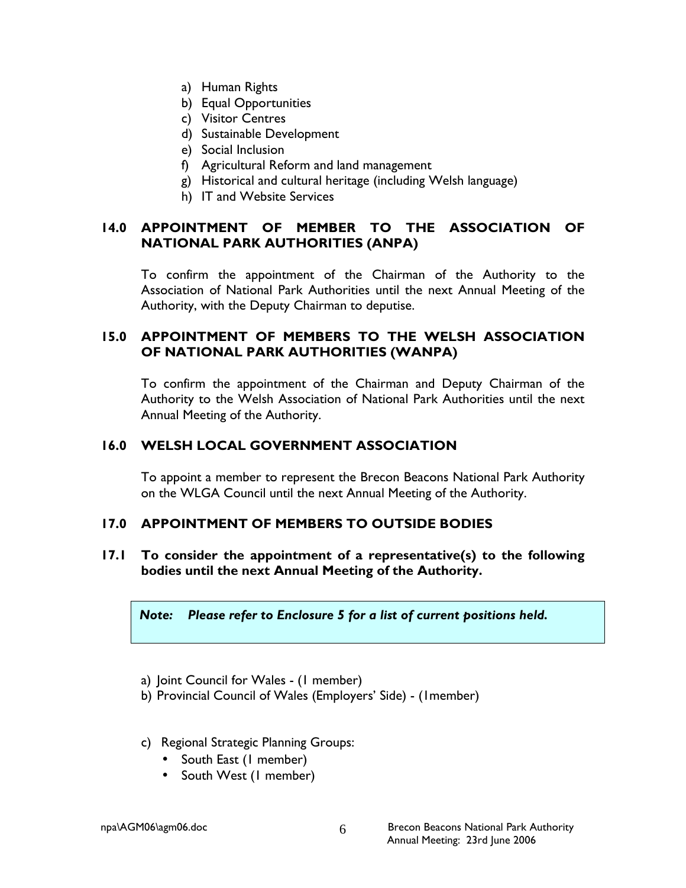a) Human Rights
b) Equal Opportunities
c) Visitor Centres
d) Sustainable Development
e) Social Inclusion
f) Agricultural Reform and land management
g) Historical and cultural heritage (including Welsh language)
h) IT and Website Services

## 14.0 APPOINTMENT OF MEMBER TO THE ASSOCIATION OF NATIONAL PARK AUTHORITIES (ANPA)

To confirm the appointment of the Chairman of the Authority to the Association of National Park Authorities until the next Annual Meeting of the Authority, with the Deputy Chairman to deputise.

## 15.0 APPOINTMENT OF MEMBERS TO THE WELSH ASSOCIATION OF NATIONAL PARK AUTHORITIES (WANPA)

To confirm the appointment of the Chairman and Deputy Chairman of the Authority to the Welsh Association of National Park Authorities until the next Annual Meeting of the Authority.

## 16.0 WELSH LOCAL GOVERNMENT ASSOCIATION

To appoint a member to represent the Brecon Beacons National Park Authority on the WLGA Council until the next Annual Meeting of the Authority.

## 17.0 APPOINTMENT OF MEMBERS TO OUTSIDE BODIES

**17.1 To consider the appointment of a representative(s) to the following bodies until the next Annual Meeting of the Authority.**

***Note: Please refer to Enclosure 5 for a list of current positions held.***

a) Joint Council for Wales - (1 member)
b) Provincial Council of Wales (Employers' Side) - (1member)

c) Regional Strategic Planning Groups:
   - South East (1 member)
   - South West (1 member)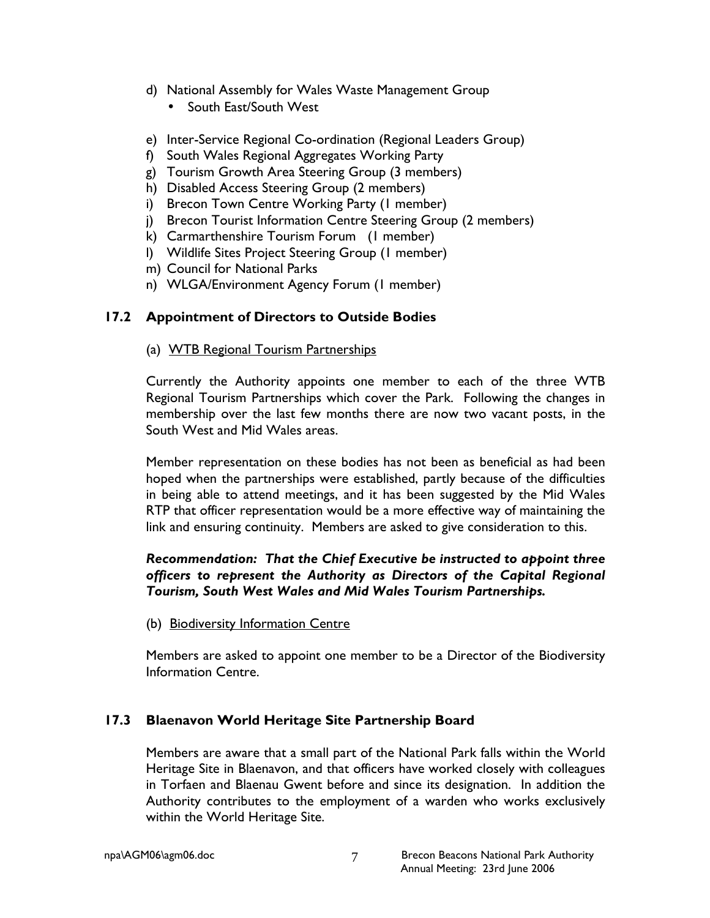d) National Assembly for Wales Waste Management Group
    - South East/South West

e) Inter-Service Regional Co-ordination (Regional Leaders Group)
f) South Wales Regional Aggregates Working Party
g) Tourism Growth Area Steering Group (3 members)
h) Disabled Access Steering Group (2 members)
i) Brecon Town Centre Working Party (1 member)
j) Brecon Tourist Information Centre Steering Group (2 members)
k) Carmarthenshire Tourism Forum (1 member)
l) Wildlife Sites Project Steering Group (1 member)
m) Council for National Parks
n) WLGA/Environment Agency Forum (1 member)

## 17.2 Appointment of Directors to Outside Bodies

(a) <u>WTB Regional Tourism Partnerships</u>

Currently the Authority appoints one member to each of the three WTB Regional Tourism Partnerships which cover the Park. Following the changes in membership over the last few months there are now two vacant posts, in the South West and Mid Wales areas.

Member representation on these bodies has not been as beneficial as had been hoped when the partnerships were established, partly because of the difficulties in being able to attend meetings, and it has been suggested by the Mid Wales RTP that officer representation would be a more effective way of maintaining the link and ensuring continuity. Members are asked to give consideration to this.

***Recommendation: That the Chief Executive be instructed to appoint three officers to represent the Authority as Directors of the Capital Regional Tourism, South West Wales and Mid Wales Tourism Partnerships.***

(b) <u>Biodiversity Information Centre</u>

Members are asked to appoint one member to be a Director of the Biodiversity Information Centre.

## 17.3 Blaenavon World Heritage Site Partnership Board

Members are aware that a small part of the National Park falls within the World Heritage Site in Blaenavon, and that officers have worked closely with colleagues in Torfaen and Blaenau Gwent before and since its designation. In addition the Authority contributes to the employment of a warden who works exclusively within the World Heritage Site.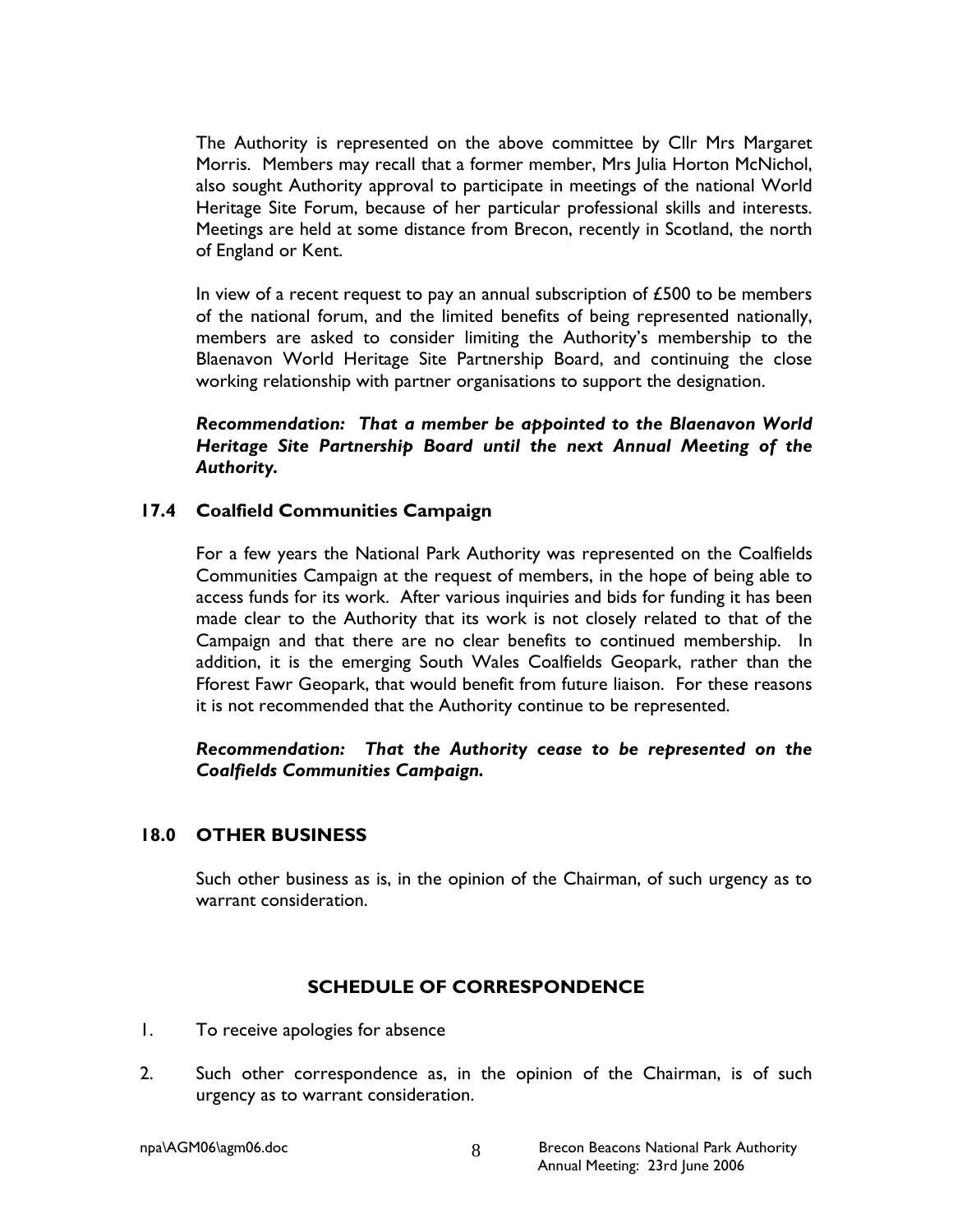The Authority is represented on the above committee by Cllr Mrs Margaret Morris. Members may recall that a former member, Mrs Julia Horton McNichol, also sought Authority approval to participate in meetings of the national World Heritage Site Forum, because of her particular professional skills and interests. Meetings are held at some distance from Brecon, recently in Scotland, the north of England or Kent.

In view of a recent request to pay an annual subscription of £500 to be members of the national forum, and the limited benefits of being represented nationally, members are asked to consider limiting the Authority's membership to the Blaenavon World Heritage Site Partnership Board, and continuing the close working relationship with partner organisations to support the designation.

***Recommendation: That a member be appointed to the Blaenavon World Heritage Site Partnership Board until the next Annual Meeting of the Authority.***

### 17.4 Coalfield Communities Campaign

For a few years the National Park Authority was represented on the Coalfields Communities Campaign at the request of members, in the hope of being able to access funds for its work. After various inquiries and bids for funding it has been made clear to the Authority that its work is not closely related to that of the Campaign and that there are no clear benefits to continued membership. In addition, it is the emerging South Wales Coalfields Geopark, rather than the Fforest Fawr Geopark, that would benefit from future liaison. For these reasons it is not recommended that the Authority continue to be represented.

***Recommendation: That the Authority cease to be represented on the Coalfields Communities Campaign.***

## 18.0 OTHER BUSINESS

Such other business as is, in the opinion of the Chairman, of such urgency as to warrant consideration.

## SCHEDULE OF CORRESPONDENCE

1. To receive apologies for absence
2. Such other correspondence as, in the opinion of the Chairman, is of such urgency as to warrant consideration.